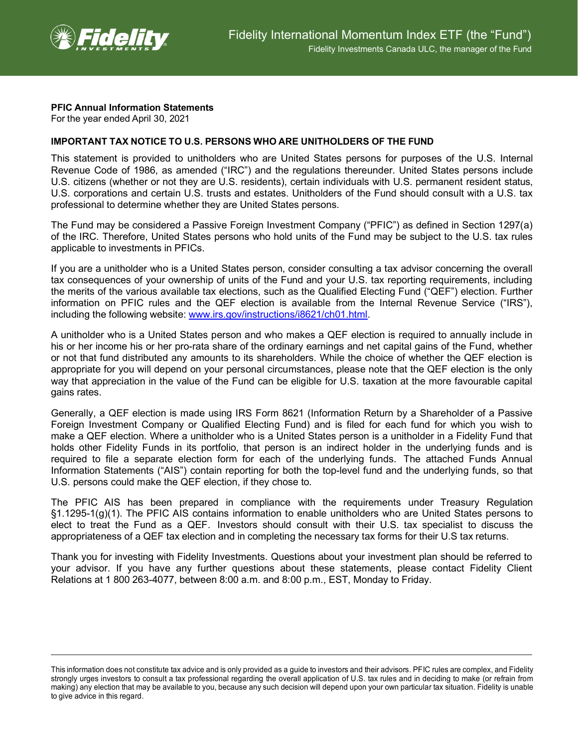Fidelity International Momentum Index ETF (the “Fund”)

Fidelity Investments Canada ULC, the manager of the Fund

**PFIC Annual Information Statements**
For the year ended April 30, 2021

**IMPORTANT TAX NOTICE TO U.S. PERSONS WHO ARE UNITHOLDERS OF THE FUND**

This statement is provided to unitholders who are United States persons for purposes of the U.S. Internal Revenue Code of 1986, as amended (“IRC”) and the regulations thereunder. United States persons include U.S. citizens (whether or not they are U.S. residents), certain individuals with U.S. permanent resident status, U.S. corporations and certain U.S. trusts and estates. Unitholders of the Fund should consult with a U.S. tax professional to determine whether they are United States persons.

The Fund may be considered a Passive Foreign Investment Company (“PFIC”) as defined in Section 1297(a) of the IRC. Therefore, United States persons who hold units of the Fund may be subject to the U.S. tax rules applicable to investments in PFICs.

If you are a unitholder who is a United States person, consider consulting a tax advisor concerning the overall tax consequences of your ownership of units of the Fund and your U.S. tax reporting requirements, including the merits of the various available tax elections, such as the Qualified Electing Fund (“QEF”) election. Further information on PFIC rules and the QEF election is available from the Internal Revenue Service (“IRS”), including the following website: www.irs.gov/instructions/i8621/ch01.html.

A unitholder who is a United States person and who makes a QEF election is required to annually include in his or her income his or her pro-rata share of the ordinary earnings and net capital gains of the Fund, whether or not that fund distributed any amounts to its shareholders. While the choice of whether the QEF election is appropriate for you will depend on your personal circumstances, please note that the QEF election is the only way that appreciation in the value of the Fund can be eligible for U.S. taxation at the more favourable capital gains rates.

Generally, a QEF election is made using IRS Form 8621 (Information Return by a Shareholder of a Passive Foreign Investment Company or Qualified Electing Fund) and is filed for each fund for which you wish to make a QEF election. Where a unitholder who is a United States person is a unitholder in a Fidelity Fund that holds other Fidelity Funds in its portfolio, that person is an indirect holder in the underlying funds and is required to file a separate election form for each of the underlying funds. The attached Funds Annual Information Statements (“AIS”) contain reporting for both the top-level fund and the underlying funds, so that U.S. persons could make the QEF election, if they chose to.

The PFIC AIS has been prepared in compliance with the requirements under Treasury Regulation §1.1295-1(g)(1). The PFIC AIS contains information to enable unitholders who are United States persons to elect to treat the Fund as a QEF. Investors should consult with their U.S. tax specialist to discuss the appropriateness of a QEF tax election and in completing the necessary tax forms for their U.S tax returns.

Thank you for investing with Fidelity Investments. Questions about your investment plan should be referred to your advisor. If you have any further questions about these statements, please contact Fidelity Client Relations at 1 800 263-4077, between 8:00 a.m. and 8:00 p.m., EST, Monday to Friday.

This information does not constitute tax advice and is only provided as a guide to investors and their advisors. PFIC rules are complex, and Fidelity strongly urges investors to consult a tax professional regarding the overall application of U.S. tax rules and in deciding to make (or refrain from making) any election that may be available to you, because any such decision will depend upon your own particular tax situation. Fidelity is unable to give advice in this regard.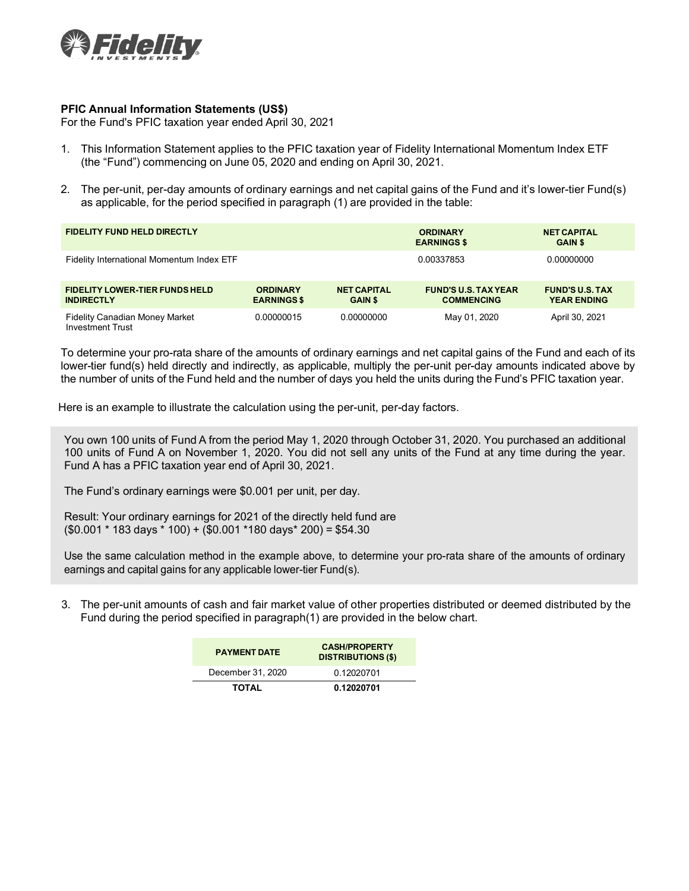**PFIC Annual Information Statements (US$)**

For the Fund's PFIC taxation year ended April 30, 2021

1. This Information Statement applies to the PFIC taxation year of Fidelity International Momentum Index ETF (the "Fund") commencing on June 05, 2020 and ending on April 30, 2021.

2. The per-unit, per-day amounts of ordinary earnings and net capital gains of the Fund and it's lower-tier Fund(s) as applicable, for the period specified in paragraph (1) are provided in the table:

| FIDELITY FUND HELD DIRECTLY | ORDINARY EARNINGS $ | NET CAPITAL GAIN $ |
|---|---|---|
| Fidelity International Momentum Index ETF | 0.00337853 | 0.00000000 |

| FIDELITY LOWER-TIER FUNDS HELD INDIRECTLY | ORDINARY EARNINGS $ | NET CAPITAL GAIN $ | FUND'S U.S. TAX YEAR COMMENCING | FUND'S U.S. TAX YEAR ENDING |
|---|---|---|---|---|
| Fidelity Canadian Money Market Investment Trust | 0.00000015 | 0.00000000 | May 01, 2020 | April 30, 2021 |

To determine your pro-rata share of the amounts of ordinary earnings and net capital gains of the Fund and each of its lower-tier fund(s) held directly and indirectly, as applicable, multiply the per-unit per-day amounts indicated above by the number of units of the Fund held and the number of days you held the units during the Fund's PFIC taxation year.

Here is an example to illustrate the calculation using the per-unit, per-day factors.

> You own 100 units of Fund A from the period May 1, 2020 through October 31, 2020. You purchased an additional 100 units of Fund A on November 1, 2020. You did not sell any units of the Fund at any time during the year. Fund A has a PFIC taxation year end of April 30, 2021.
>
> The Fund's ordinary earnings were $0.001 per unit, per day.
>
> Result: Your ordinary earnings for 2021 of the directly held fund are
> ($0.001 * 183 days * 100) + ($0.001 *180 days* 200) = $54.30
>
> Use the same calculation method in the example above, to determine your pro-rata share of the amounts of ordinary earnings and capital gains for any applicable lower-tier Fund(s).

3. The per-unit amounts of cash and fair market value of other properties distributed or deemed distributed by the Fund during the period specified in paragraph(1) are provided in the below chart.

| PAYMENT DATE | CASH/PROPERTY DISTRIBUTIONS ($) |
|---|---|
| December 31, 2020 | 0.12020701 |
| **TOTAL** | **0.12020701** |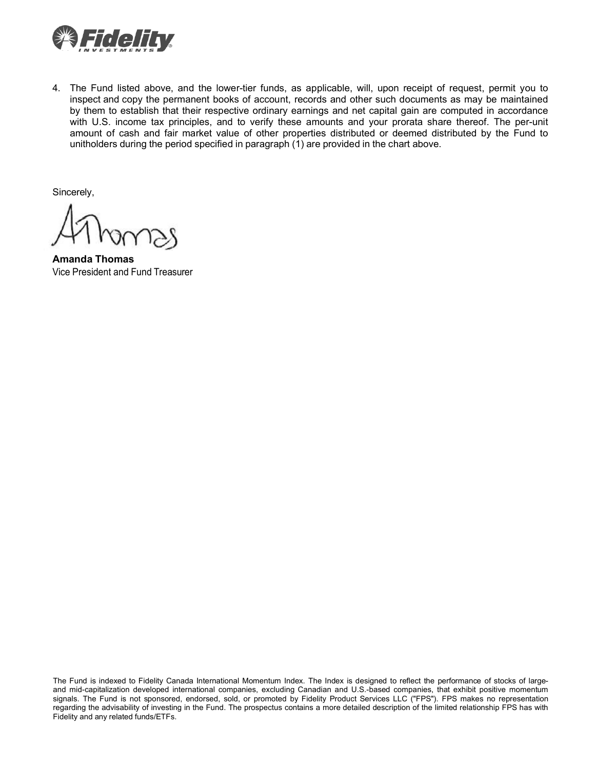4. The Fund listed above, and the lower-tier funds, as applicable, will, upon receipt of request, permit you to inspect and copy the permanent books of account, records and other such documents as may be maintained by them to establish that their respective ordinary earnings and net capital gain are computed in accordance with U.S. income tax principles, and to verify these amounts and your prorata share thereof. The per-unit amount of cash and fair market value of other properties distributed or deemed distributed by the Fund to unitholders during the period specified in paragraph (1) are provided in the chart above.

Sincerely,

**Amanda Thomas**
Vice President and Fund Treasurer

The Fund is indexed to Fidelity Canada International Momentum Index. The Index is designed to reflect the performance of stocks of large- and mid-capitalization developed international companies, excluding Canadian and U.S.-based companies, that exhibit positive momentum signals. The Fund is not sponsored, endorsed, sold, or promoted by Fidelity Product Services LLC ("FPS"). FPS makes no representation regarding the advisability of investing in the Fund. The prospectus contains a more detailed description of the limited relationship FPS has with Fidelity and any related funds/ETFs.